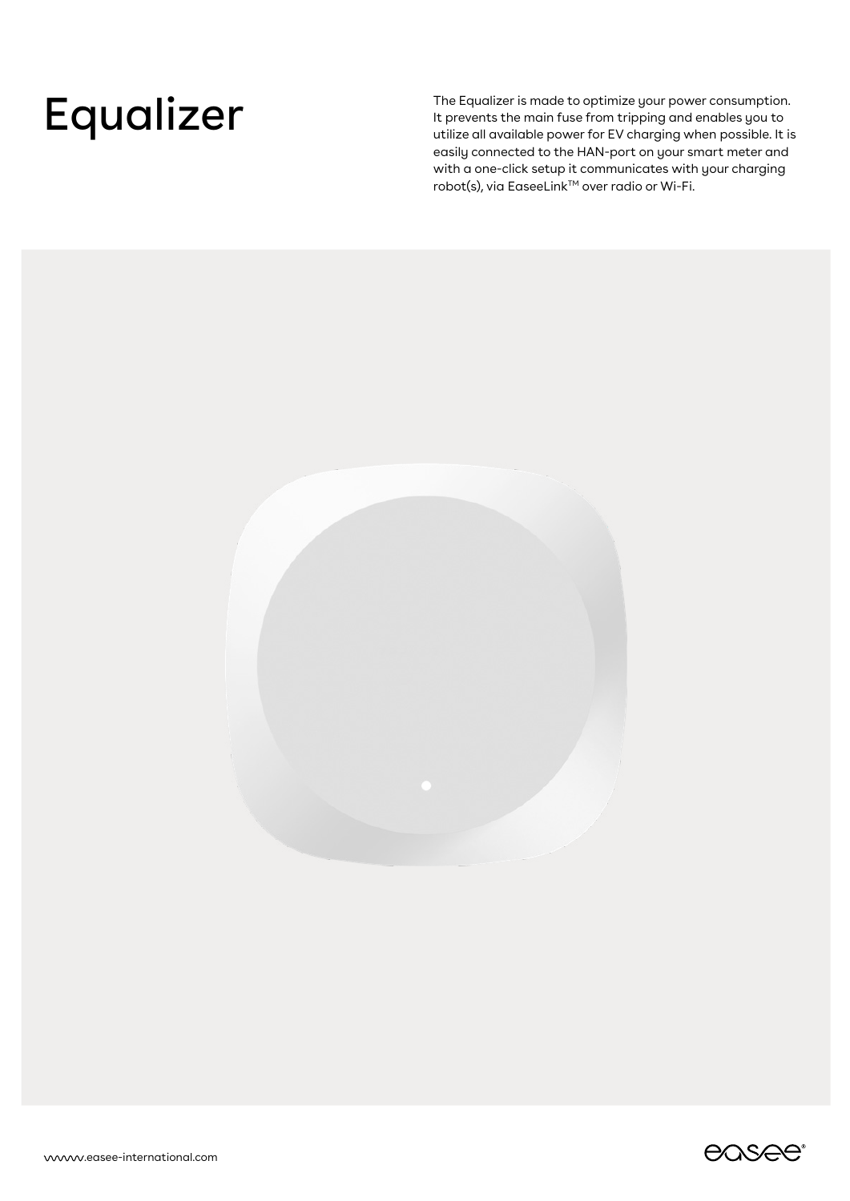# Equalizer

The Equalizer is made to optimize your power consumption. It prevents the main fuse from tripping and enables you to utilize all available power for EV charging when possible. It is easily connected to the HAN-port on your smart meter and with a one-click setup it communicates with your charging robot(s), via EaseeLink™ over radio or Wi-Fi.

www.easee-international.com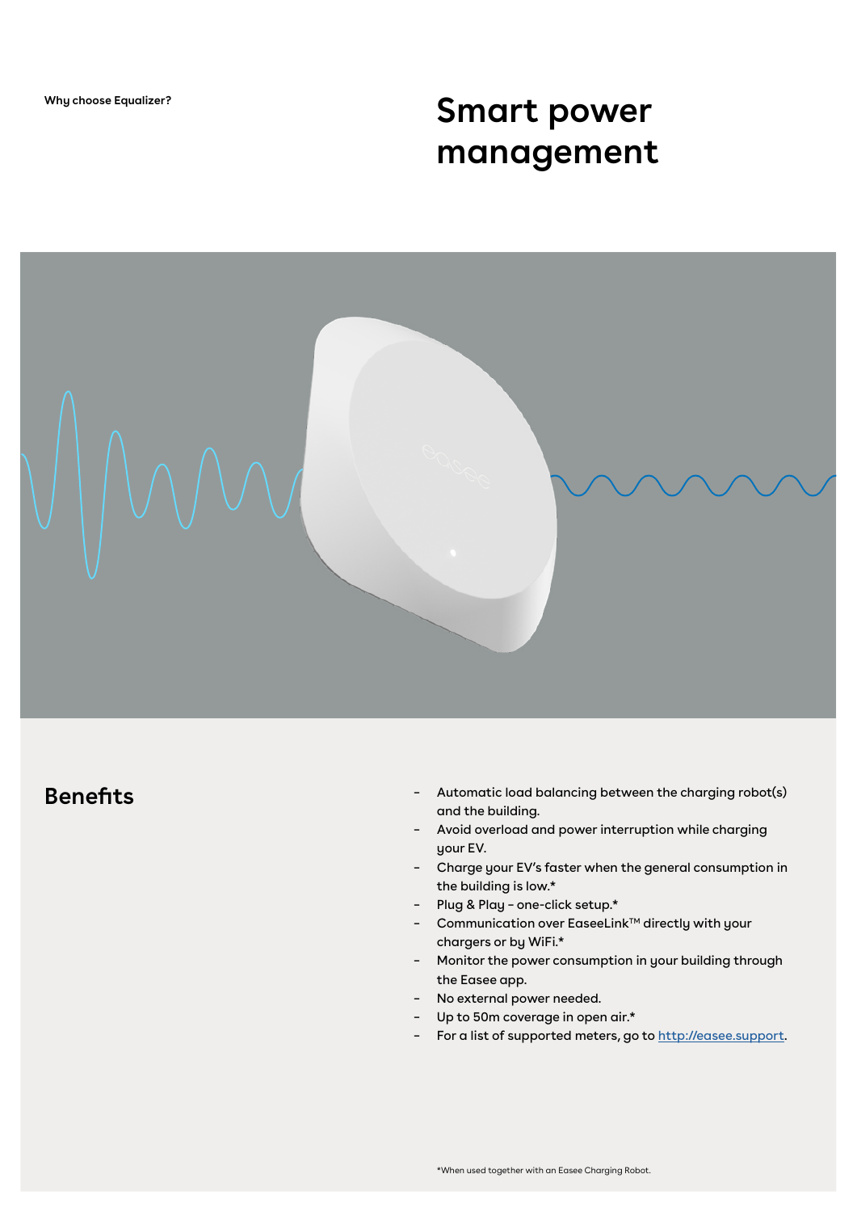Why choose Equalizer?

# Smart power management

## Benefits

- Automatic load balancing between the charging robot(s) and the building.
- Avoid overload and power interruption while charging your EV.
- Charge your EV's faster when the general consumption in the building is low.*
- Plug & Play – one-click setup.*
- Communication over EaseeLink™ directly with your chargers or by WiFi.*
- Monitor the power consumption in your building through the Easee app.
- No external power needed.
- Up to 50m coverage in open air.*
- For a list of supported meters, go to [http://easee.support](http://easee.support).

*When used together with an Easee Charging Robot.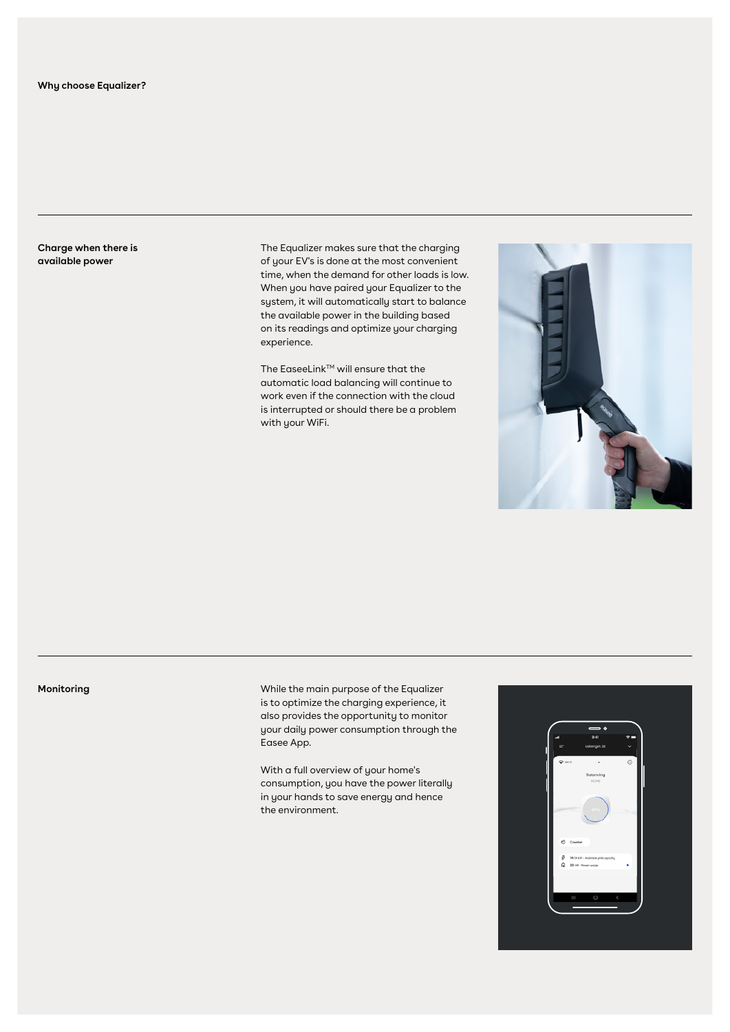## Why choose Equalizer?

### Charge when there is available power

The Equalizer makes sure that the charging of your EV's is done at the most convenient time, when the demand for other loads is low. When you have paired your Equalizer to the system, it will automatically start to balance the available power in the building based on its readings and optimize your charging experience.

The EaseeLink™ will ensure that the automatic load balancing will continue to work even if the connection with the cloud is interrupted or should there be a problem with your WiFi.

### Monitoring

While the main purpose of the Equalizer is to optimize the charging experience, it also provides the opportunity to monitor your daily power consumption through the Easee App.

With a full overview of your home's consumption, you have the power literally in your hands to save energy and hence the environment.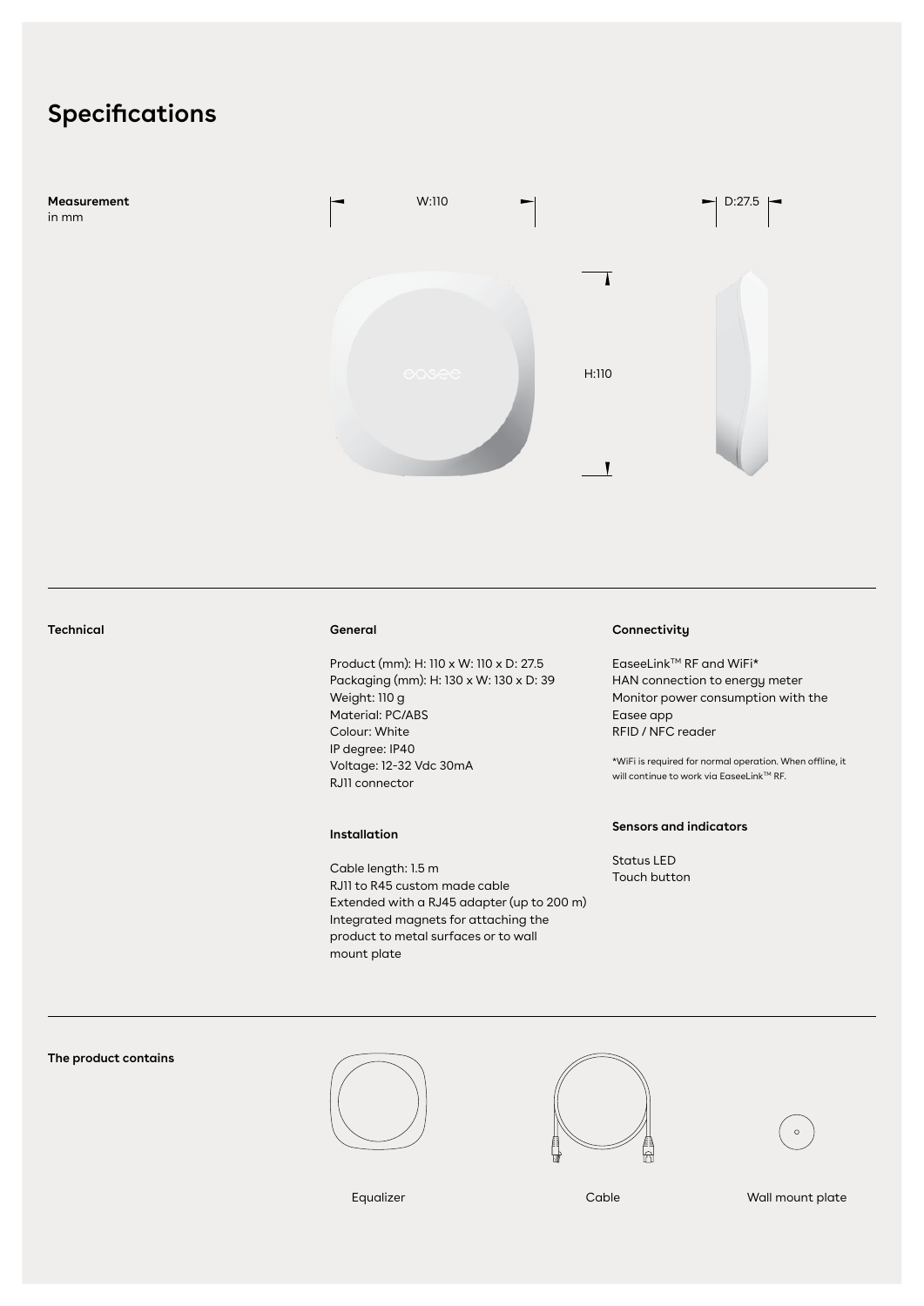# Specifications

**Measurement**
in mm

W:110

D:27.5

H:110

---

**Technical**

### General

Product (mm): H: 110 x W: 110 x D: 27.5
Packaging (mm): H: 130 x W: 130 x D: 39
Weight: 110 g
Material: PC/ABS
Colour: White
IP degree: IP40
Voltage: 12-32 Vdc 30mA
RJ11 connector

### Installation

Cable length: 1.5 m
RJ11 to R45 custom made cable
Extended with a RJ45 adapter (up to 200 m)
Integrated magnets for attaching the product to metal surfaces or to wall mount plate

### Connectivity

EaseeLink™ RF and WiFi*
HAN connection to energy meter
Monitor power consumption with the Easee app
RFID / NFC reader

*WiFi is required for normal operation. When offline, it will continue to work via EaseeLink™ RF.

### Sensors and indicators

Status LED
Touch button

---

**The product contains**

Equalizer

Cable

Wall mount plate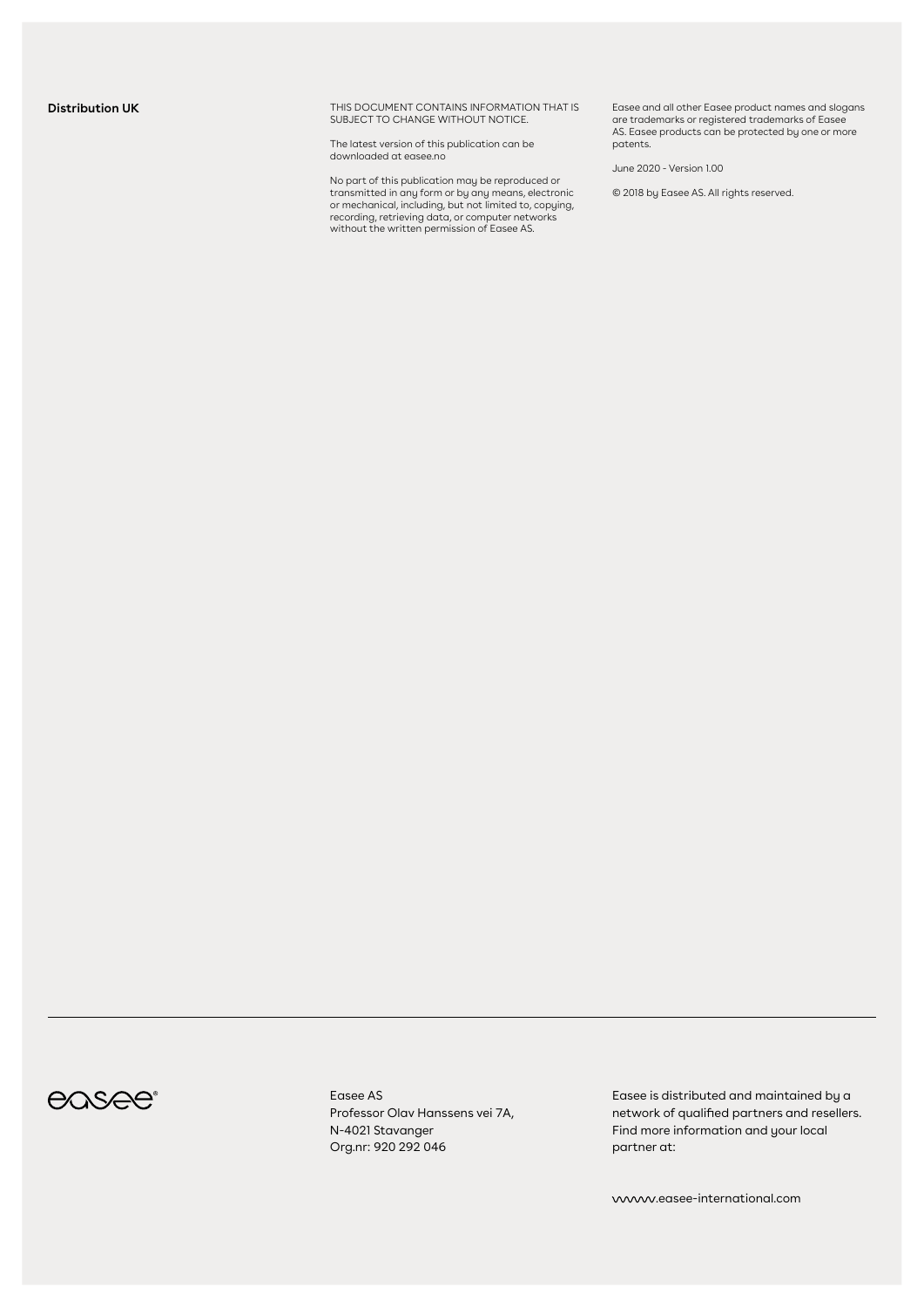**Distribution UK**

THIS DOCUMENT CONTAINS INFORMATION THAT IS SUBJECT TO CHANGE WITHOUT NOTICE.

The latest version of this publication can be downloaded at easee.no

No part of this publication may be reproduced or transmitted in any form or by any means, electronic or mechanical, including, but not limited to, copying, recording, retrieving data, or computer networks without the written permission of Easee AS.

Easee and all other Easee product names and slogans are trademarks or registered trademarks of Easee AS. Easee products can be protected by one or more patents.

June 2020 - Version 1.00

© 2018 by Easee AS. All rights reserved.

---

easee®

Easee AS
Professor Olav Hanssens vei 7A,
N-4021 Stavanger
Org.nr: 920 292 046

Easee is distributed and maintained by a network of qualified partners and resellers. Find more information and your local partner at:

www.easee-international.com